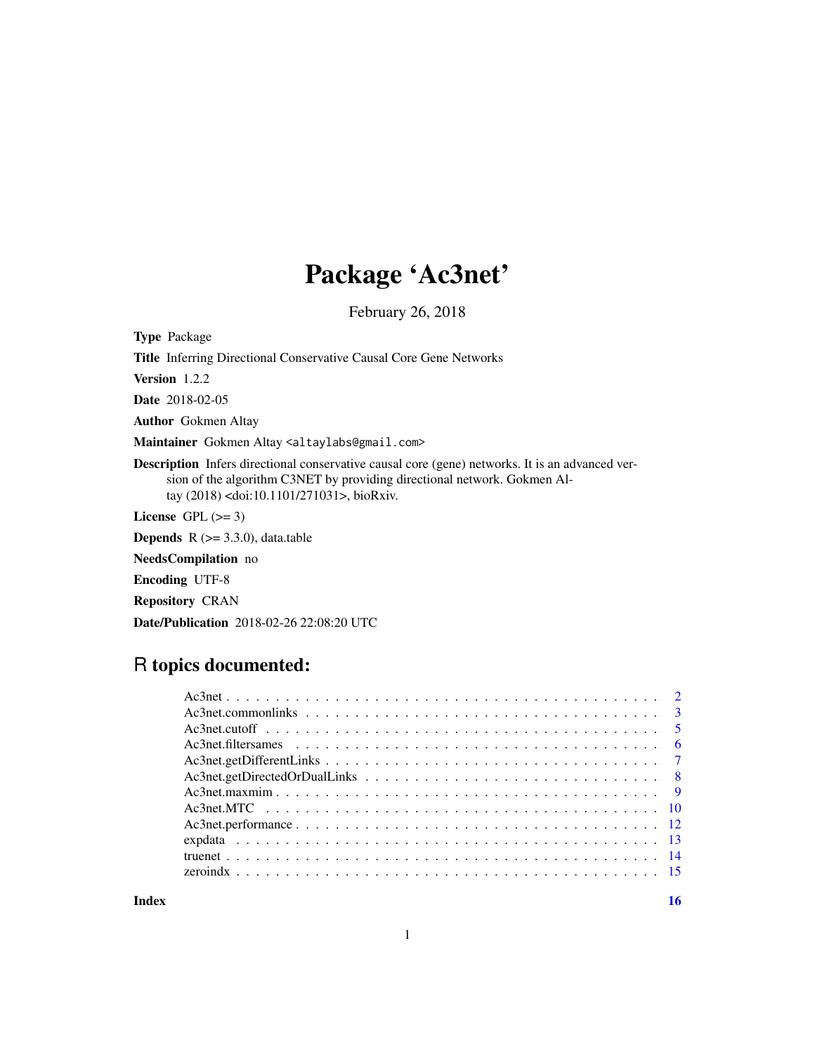# Package 'Ac3net'

February 26, 2018

**Type** Package

**Title** Inferring Directional Conservative Causal Core Gene Networks

**Version** 1.2.2

**Date** 2018-02-05

**Author** Gokmen Altay

**Maintainer** Gokmen Altay <altaylabs@gmail.com>

**Description** Infers directional conservative causal core (gene) networks. It is an advanced version of the algorithm C3NET by providing directional network. Gokmen Altay (2018) <doi:10.1101/271031>, bioRxiv.

**License** GPL (>= 3)

**Depends** R (>= 3.3.0), data.table

**NeedsCompilation** no

**Encoding** UTF-8

**Repository** CRAN

**Date/Publication** 2018-02-26 22:08:20 UTC

## R topics documented:

- Ac3net . . . . . . . . . . 2
- Ac3net.commonlinks . . . . . . . . . . 3
- Ac3net.cutoff . . . . . . . . . . 5
- Ac3net.filtersames . . . . . . . . . . 6
- Ac3net.getDifferentLinks . . . . . . . . . . 7
- Ac3net.getDirectedOrDualLinks . . . . . . . . . . 8
- Ac3net.maxmim . . . . . . . . . . 9
- Ac3net.MTC . . . . . . . . . . 10
- Ac3net.performance . . . . . . . . . . 12
- expdata . . . . . . . . . . 13
- truenet . . . . . . . . . . 14
- zeroindx . . . . . . . . . . 15

**Index** 16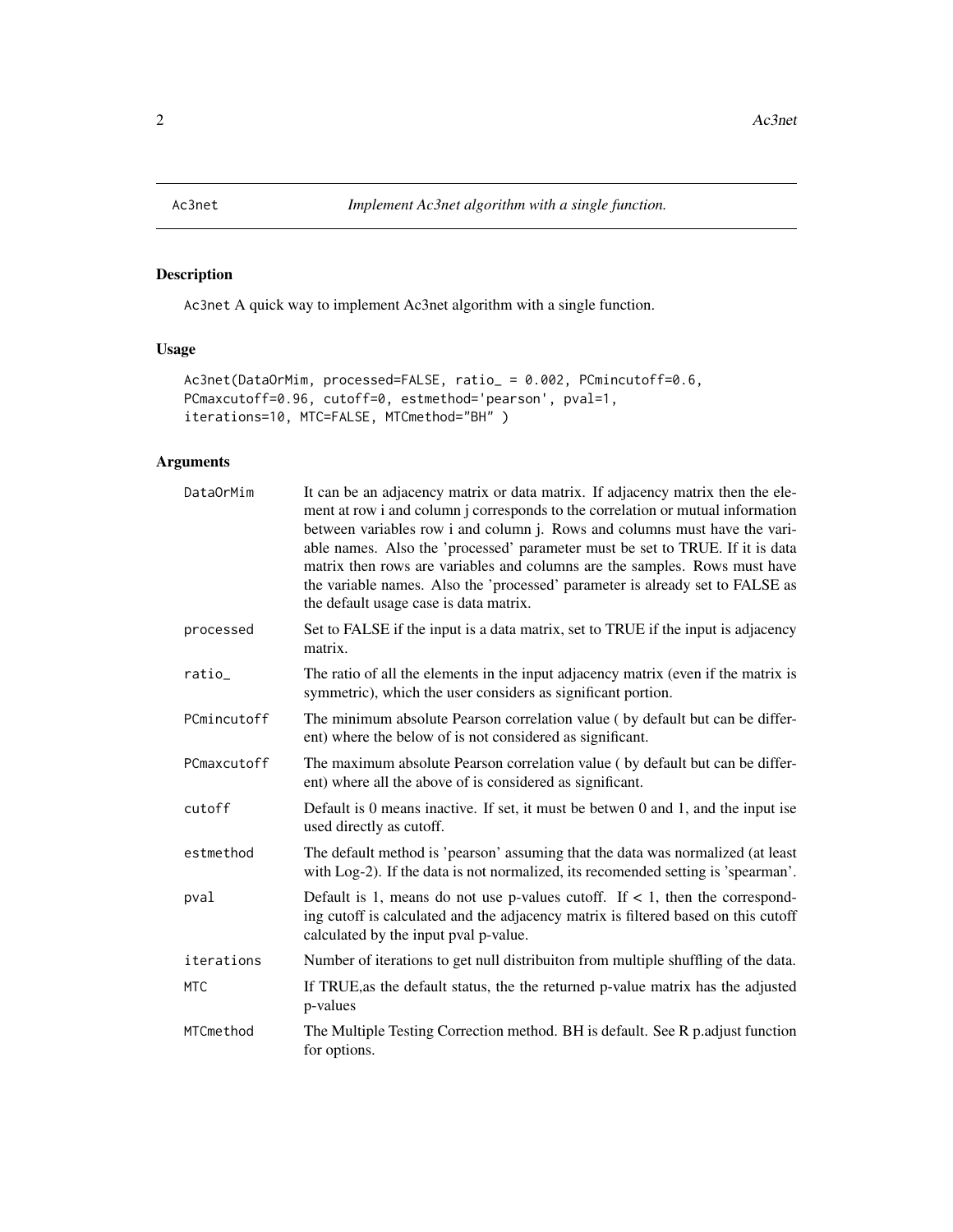Ac3net — *Implement Ac3net algorithm with a single function.*

## Description

Ac3net A quick way to implement Ac3net algorithm with a single function.

## Usage

```
Ac3net(DataOrMim, processed=FALSE, ratio_ = 0.002, PCmincutoff=0.6,
PCmaxcutoff=0.96, cutoff=0, estmethod='pearson', pval=1,
iterations=10, MTC=FALSE, MTCmethod="BH" )
```

## Arguments

| Argument | Description |
|---|---|
| DataOrMim | It can be an adjacency matrix or data matrix. If adjacency matrix then the element at row i and column j corresponds to the correlation or mutual information between variables row i and column j. Rows and columns must have the variable names. Also the 'processed' parameter must be set to TRUE. If it is data matrix then rows are variables and columns are the samples. Rows must have the variable names. Also the 'processed' parameter is already set to FALSE as the default usage case is data matrix. |
| processed | Set to FALSE if the input is a data matrix, set to TRUE if the input is adjacency matrix. |
| ratio_ | The ratio of all the elements in the input adjacency matrix (even if the matrix is symmetric), which the user considers as significant portion. |
| PCmincutoff | The minimum absolute Pearson correlation value ( by default but can be different) where the below of is not considered as significant. |
| PCmaxcutoff | The maximum absolute Pearson correlation value ( by default but can be different) where all the above of is considered as significant. |
| cutoff | Default is 0 means inactive. If set, it must be betwen 0 and 1, and the input ise used directly as cutoff. |
| estmethod | The default method is 'pearson' assuming that the data was normalized (at least with Log-2). If the data is not normalized, its recomended setting is 'spearman'. |
| pval | Default is 1, means do not use p-values cutoff. If < 1, then the corresponding cutoff is calculated and the adjacency matrix is filtered based on this cutoff calculated by the input pval p-value. |
| iterations | Number of iterations to get null distribuiton from multiple shuffling of the data. |
| MTC | If TRUE,as the default status, the the returned p-value matrix has the adjusted p-values |
| MTCmethod | The Multiple Testing Correction method. BH is default. See R p.adjust function for options. |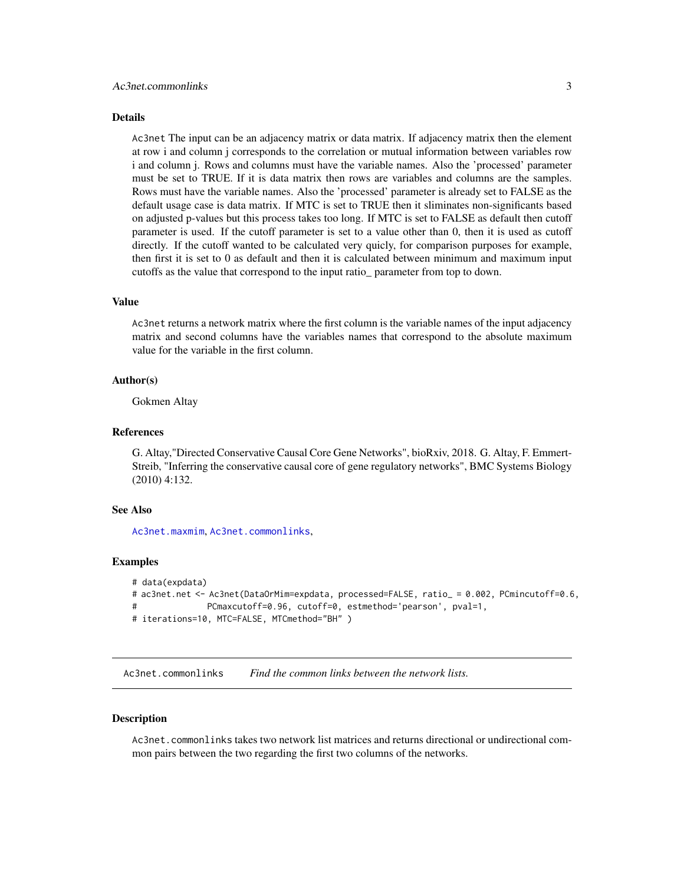### Details

Ac3net The input can be an adjacency matrix or data matrix. If adjacency matrix then the element at row i and column j corresponds to the correlation or mutual information between variables row i and column j. Rows and columns must have the variable names. Also the 'processed' parameter must be set to TRUE. If it is data matrix then rows are variables and columns are the samples. Rows must have the variable names. Also the 'processed' parameter is already set to FALSE as the default usage case is data matrix. If MTC is set to TRUE then it sliminates non-significants based on adjusted p-values but this process takes too long. If MTC is set to FALSE as default then cutoff parameter is used. If the cutoff parameter is set to a value other than 0, then it is used as cutoff directly. If the cutoff wanted to be calculated very quicly, for comparison purposes for example, then first it is set to 0 as default and then it is calculated between minimum and maximum input cutoffs as the value that correspond to the input ratio_ parameter from top to down.

### Value

Ac3net returns a network matrix where the first column is the variable names of the input adjacency matrix and second columns have the variables names that correspond to the absolute maximum value for the variable in the first column.

### Author(s)

Gokmen Altay

### References

G. Altay,"Directed Conservative Causal Core Gene Networks", bioRxiv, 2018. G. Altay, F. Emmert-Streib, "Inferring the conservative causal core of gene regulatory networks", BMC Systems Biology (2010) 4:132.

### See Also

Ac3net.maxmim, Ac3net.commonlinks,

### Examples

```
# data(expdata)
# ac3net.net <- Ac3net(DataOrMim=expdata, processed=FALSE, ratio_ = 0.002, PCmincutoff=0.6,
#             PCmaxcutoff=0.96, cutoff=0, estmethod='pearson', pval=1,
# iterations=10, MTC=FALSE, MTCmethod="BH" )
```

---

## Ac3net.commonlinks &nbsp;&nbsp; *Find the common links between the network lists.*

### Description

Ac3net.commonlinks takes two network list matrices and returns directional or undirectional common pairs between the two regarding the first two columns of the networks.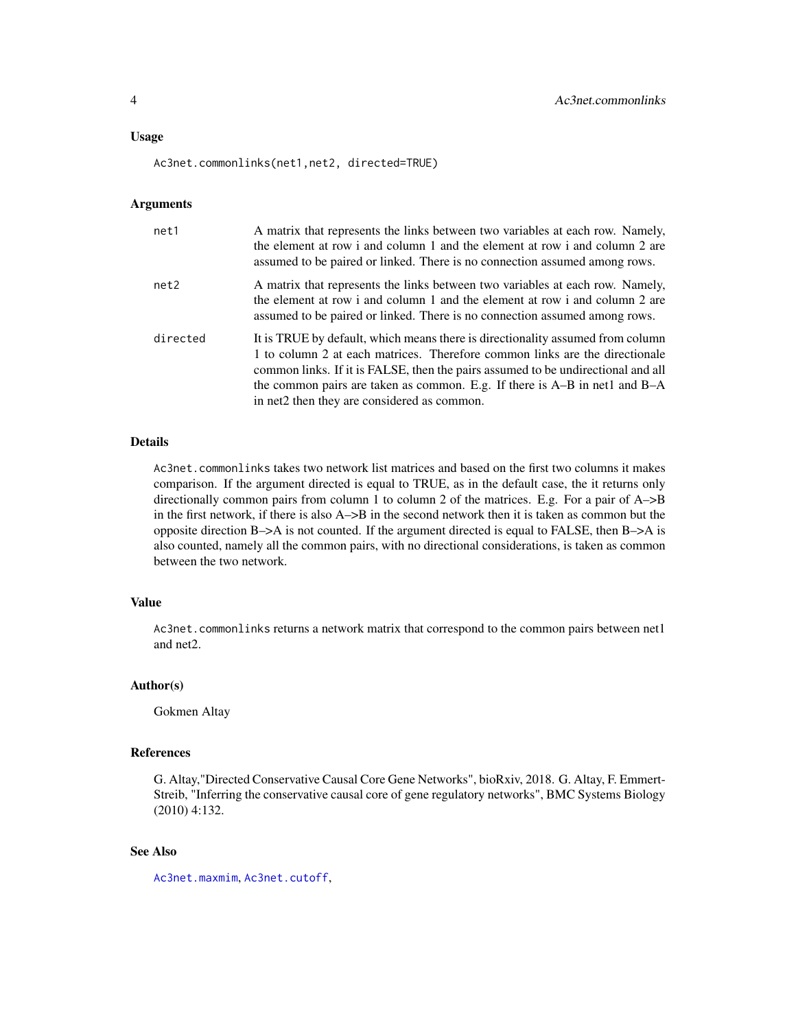## Usage

```
Ac3net.commonlinks(net1,net2, directed=TRUE)
```

## Arguments

| | |
|---|---|
| net1 | A matrix that represents the links between two variables at each row. Namely, the element at row i and column 1 and the element at row i and column 2 are assumed to be paired or linked. There is no connection assumed among rows. |
| net2 | A matrix that represents the links between two variables at each row. Namely, the element at row i and column 1 and the element at row i and column 2 are assumed to be paired or linked. There is no connection assumed among rows. |
| directed | It is TRUE by default, which means there is directionality assumed from column 1 to column 2 at each matrices. Therefore common links are the directionale common links. If it is FALSE, then the pairs assumed to be undirectional and all the common pairs are taken as common. E.g. If there is A–B in net1 and B–A in net2 then they are considered as common. |

## Details

Ac3net.commonlinks takes two network list matrices and based on the first two columns it makes comparison. If the argument directed is equal to TRUE, as in the default case, the it returns only directionally common pairs from column 1 to column 2 of the matrices. E.g. For a pair of A–>B in the first network, if there is also A–>B in the second network then it is taken as common but the opposite direction B–>A is not counted. If the argument directed is equal to FALSE, then B–>A is also counted, namely all the common pairs, with no directional considerations, is taken as common between the two network.

## Value

Ac3net.commonlinks returns a network matrix that correspond to the common pairs between net1 and net2.

## Author(s)

Gokmen Altay

## References

G. Altay,"Directed Conservative Causal Core Gene Networks", bioRxiv, 2018. G. Altay, F. Emmert-Streib, "Inferring the conservative causal core of gene regulatory networks", BMC Systems Biology (2010) 4:132.

## See Also

Ac3net.maxmim, Ac3net.cutoff,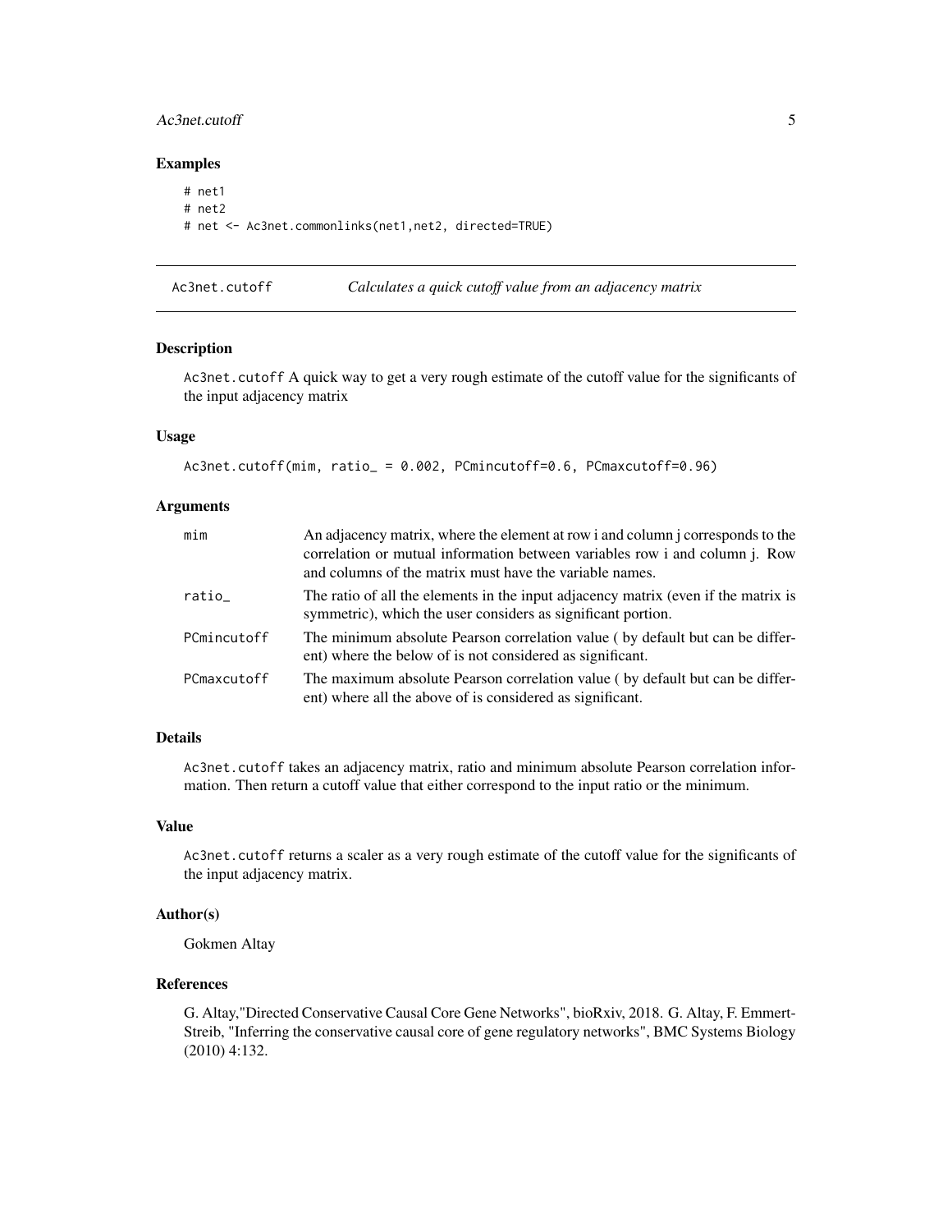## Examples

```
# net1
# net2
# net <- Ac3net.commonlinks(net1,net2, directed=TRUE)
```

---

Ac3net.cutoff &nbsp;&nbsp;&nbsp; *Calculates a quick cutoff value from an adjacency matrix*

---

### Description

Ac3net.cutoff A quick way to get a very rough estimate of the cutoff value for the significants of the input adjacency matrix

### Usage

```
Ac3net.cutoff(mim, ratio_ = 0.002, PCmincutoff=0.6, PCmaxcutoff=0.96)
```

### Arguments

| | |
|---|---|
| mim | An adjacency matrix, where the element at row i and column j corresponds to the correlation or mutual information between variables row i and column j. Row and columns of the matrix must have the variable names. |
| ratio_ | The ratio of all the elements in the input adjacency matrix (even if the matrix is symmetric), which the user considers as significant portion. |
| PCmincutoff | The minimum absolute Pearson correlation value ( by default but can be different) where the below of is not considered as significant. |
| PCmaxcutoff | The maximum absolute Pearson correlation value ( by default but can be different) where all the above of is considered as significant. |

### Details

Ac3net.cutoff takes an adjacency matrix, ratio and minimum absolute Pearson correlation information. Then return a cutoff value that either correspond to the input ratio or the minimum.

### Value

Ac3net.cutoff returns a scaler as a very rough estimate of the cutoff value for the significants of the input adjacency matrix.

### Author(s)

Gokmen Altay

### References

G. Altay,"Directed Conservative Causal Core Gene Networks", bioRxiv, 2018. G. Altay, F. Emmert-Streib, "Inferring the conservative causal core of gene regulatory networks", BMC Systems Biology (2010) 4:132.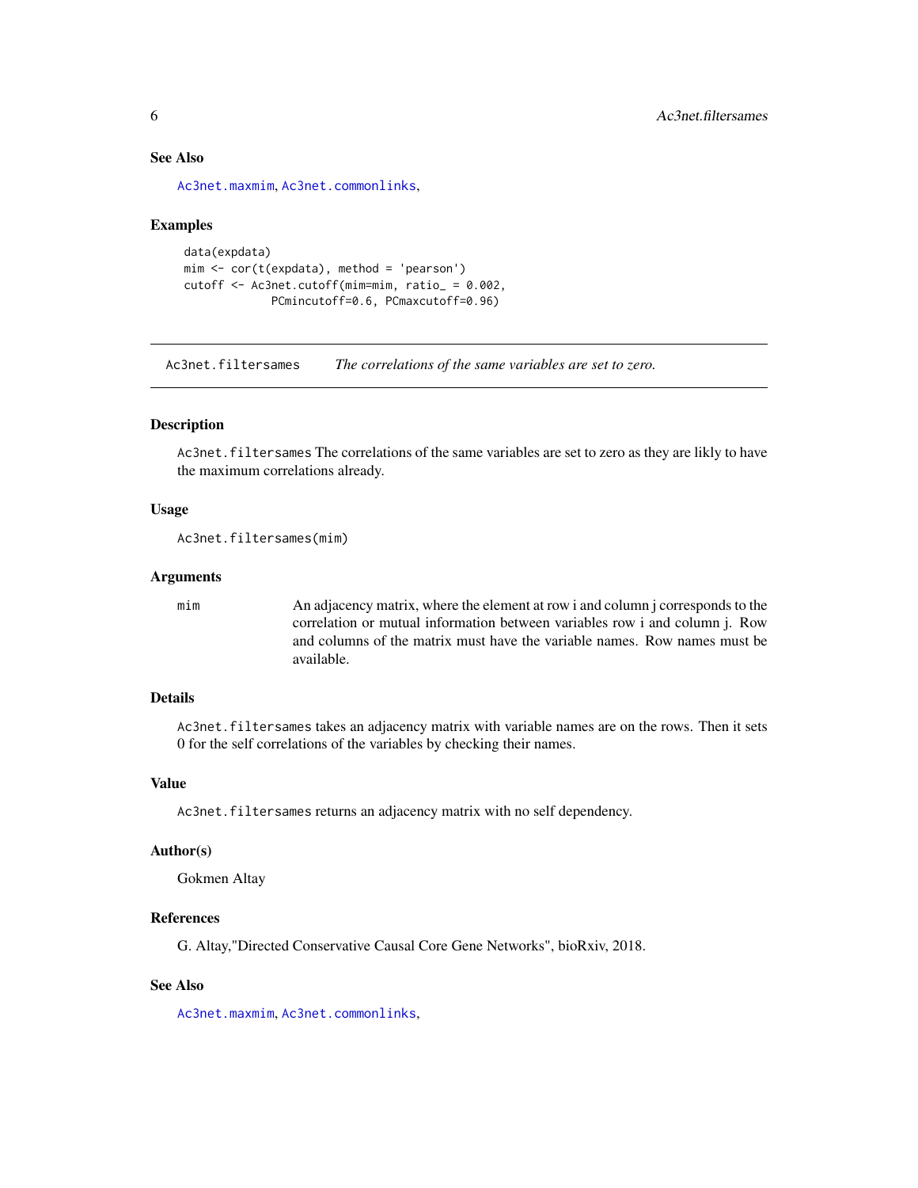### See Also

Ac3net.maxmim, Ac3net.commonlinks,

### Examples

```
data(expdata)
mim <- cor(t(expdata), method = 'pearson')
cutoff <- Ac3net.cutoff(mim=mim, ratio_ = 0.002,
            PCmincutoff=0.6, PCmaxcutoff=0.96)
```

---

## Ac3net.filtersames *The correlations of the same variables are set to zero.*

---

### Description

Ac3net.filtersames The correlations of the same variables are set to zero as they are likly to have the maximum correlations already.

### Usage

```
Ac3net.filtersames(mim)
```

### Arguments

| | |
|---|---|
| mim | An adjacency matrix, where the element at row i and column j corresponds to the correlation or mutual information between variables row i and column j. Row and columns of the matrix must have the variable names. Row names must be available. |

### Details

Ac3net.filtersames takes an adjacency matrix with variable names are on the rows. Then it sets 0 for the self correlations of the variables by checking their names.

### Value

Ac3net.filtersames returns an adjacency matrix with no self dependency.

### Author(s)

Gokmen Altay

### References

G. Altay,"Directed Conservative Causal Core Gene Networks", bioRxiv, 2018.

### See Also

Ac3net.maxmim, Ac3net.commonlinks,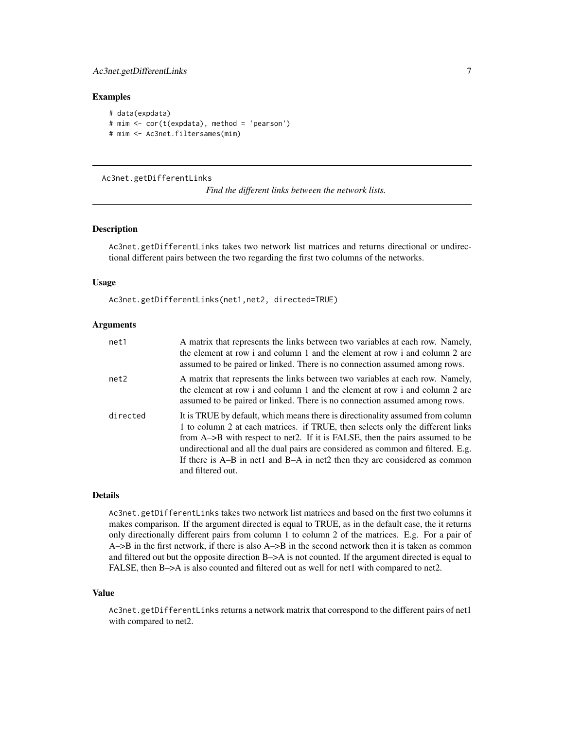## Examples

```
# data(expdata)
# mim <- cor(t(expdata), method = 'pearson')
# mim <- Ac3net.filtersames(mim)
```

---

# Ac3net.getDifferentLinks

*Find the different links between the network lists.*

---

## Description

Ac3net.getDifferentLinks takes two network list matrices and returns directional or undirectional different pairs between the two regarding the first two columns of the networks.

## Usage

```
Ac3net.getDifferentLinks(net1,net2, directed=TRUE)
```

## Arguments

| | |
|---|---|
| net1 | A matrix that represents the links between two variables at each row. Namely, the element at row i and column 1 and the element at row i and column 2 are assumed to be paired or linked. There is no connection assumed among rows. |
| net2 | A matrix that represents the links between two variables at each row. Namely, the element at row i and column 1 and the element at row i and column 2 are assumed to be paired or linked. There is no connection assumed among rows. |
| directed | It is TRUE by default, which means there is directionality assumed from column 1 to column 2 at each matrices. if TRUE, then selects only the different links from A–>B with respect to net2. If it is FALSE, then the pairs assumed to be undirectional and all the dual pairs are considered as common and filtered. E.g. If there is A–B in net1 and B–A in net2 then they are considered as common and filtered out. |

## Details

Ac3net.getDifferentLinks takes two network list matrices and based on the first two columns it makes comparison. If the argument directed is equal to TRUE, as in the default case, the it returns only directionally different pairs from column 1 to column 2 of the matrices. E.g. For a pair of A–>B in the first network, if there is also A–>B in the second network then it is taken as common and filtered out but the opposite direction B–>A is not counted. If the argument directed is equal to FALSE, then B–>A is also counted and filtered out as well for net1 with compared to net2.

## Value

Ac3net.getDifferentLinks returns a network matrix that correspond to the different pairs of net1 with compared to net2.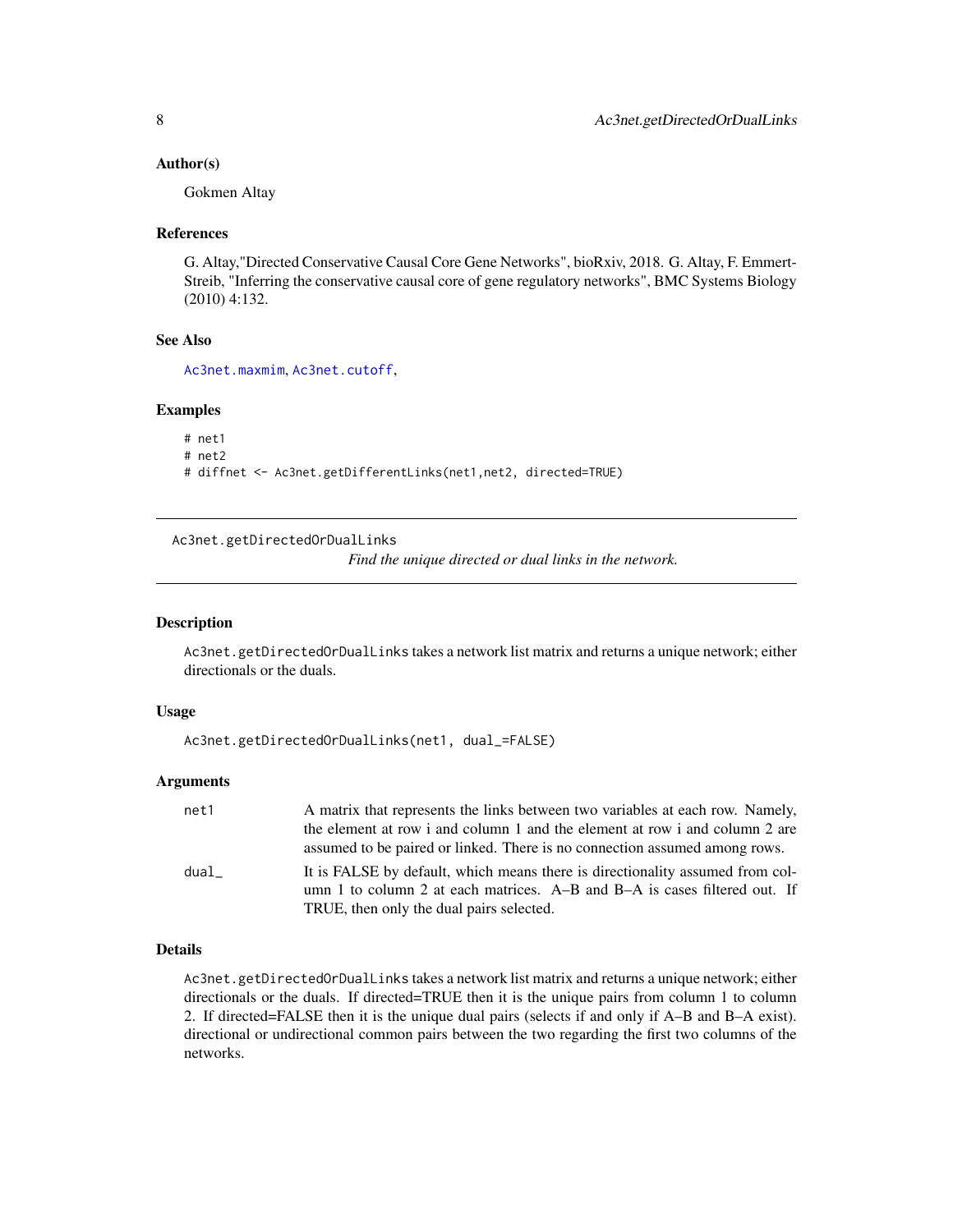### Author(s)

Gokmen Altay

### References

G. Altay,"Directed Conservative Causal Core Gene Networks", bioRxiv, 2018. G. Altay, F. Emmert-Streib, "Inferring the conservative causal core of gene regulatory networks", BMC Systems Biology (2010) 4:132.

### See Also

Ac3net.maxmim, Ac3net.cutoff,

### Examples

```
# net1
# net2
# diffnet <- Ac3net.getDifferentLinks(net1,net2, directed=TRUE)
```

---

## Ac3net.getDirectedOrDualLinks

*Find the unique directed or dual links in the network.*

---

### Description

`Ac3net.getDirectedOrDualLinks` takes a network list matrix and returns a unique network; either directionals or the duals.

### Usage

```
Ac3net.getDirectedOrDualLinks(net1, dual_=FALSE)
```

### Arguments

| | |
|---|---|
| net1 | A matrix that represents the links between two variables at each row. Namely, the element at row i and column 1 and the element at row i and column 2 are assumed to be paired or linked. There is no connection assumed among rows. |
| dual_ | It is FALSE by default, which means there is directionality assumed from column 1 to column 2 at each matrices. A–B and B–A is cases filtered out. If TRUE, then only the dual pairs selected. |

### Details

`Ac3net.getDirectedOrDualLinks` takes a network list matrix and returns a unique network; either directionals or the duals. If directed=TRUE then it is the unique pairs from column 1 to column 2. If directed=FALSE then it is the unique dual pairs (selects if and only if A–B and B–A exist). directional or undirectional common pairs between the two regarding the first two columns of the networks.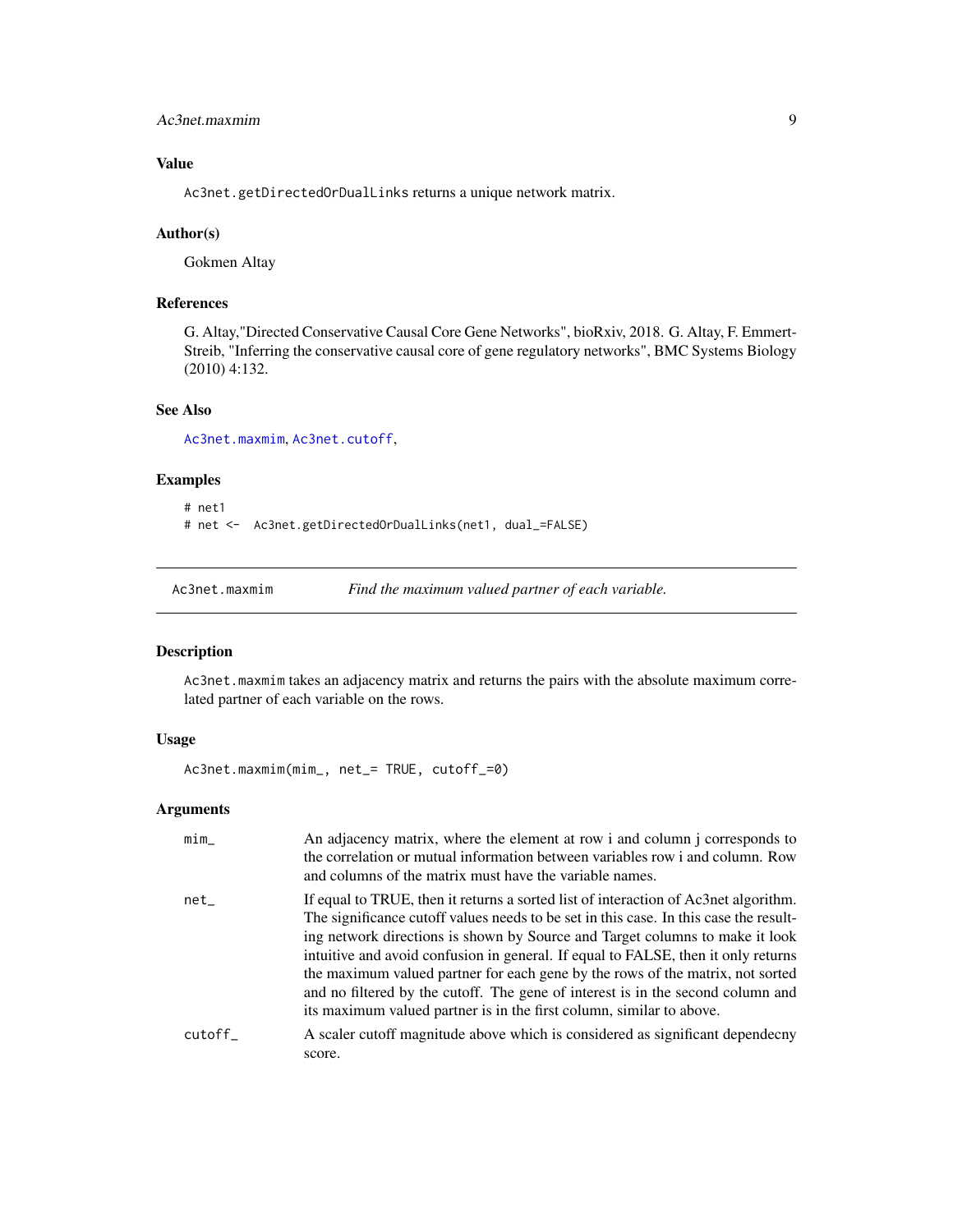### Value

Ac3net.getDirectedOrDualLinks returns a unique network matrix.

### Author(s)

Gokmen Altay

### References

G. Altay,"Directed Conservative Causal Core Gene Networks", bioRxiv, 2018. G. Altay, F. Emmert-Streib, "Inferring the conservative causal core of gene regulatory networks", BMC Systems Biology (2010) 4:132.

### See Also

Ac3net.maxmim, Ac3net.cutoff,

### Examples

```
# net1
# net <-  Ac3net.getDirectedOrDualLinks(net1, dual_=FALSE)
```

---

## Ac3net.maxmim — *Find the maximum valued partner of each variable.*

---

### Description

Ac3net.maxmim takes an adjacency matrix and returns the pairs with the absolute maximum correlated partner of each variable on the rows.

### Usage

```
Ac3net.maxmim(mim_, net_= TRUE, cutoff_=0)
```

### Arguments

| | |
|---|---|
| mim_ | An adjacency matrix, where the element at row i and column j corresponds to the correlation or mutual information between variables row i and column. Row and columns of the matrix must have the variable names. |
| net_ | If equal to TRUE, then it returns a sorted list of interaction of Ac3net algorithm. The significance cutoff values needs to be set in this case. In this case the resulting network directions is shown by Source and Target columns to make it look intuitive and avoid confusion in general. If equal to FALSE, then it only returns the maximum valued partner for each gene by the rows of the matrix, not sorted and no filtered by the cutoff. The gene of interest is in the second column and its maximum valued partner is in the first column, similar to above. |
| cutoff_ | A scaler cutoff magnitude above which is considered as significant dependecny score. |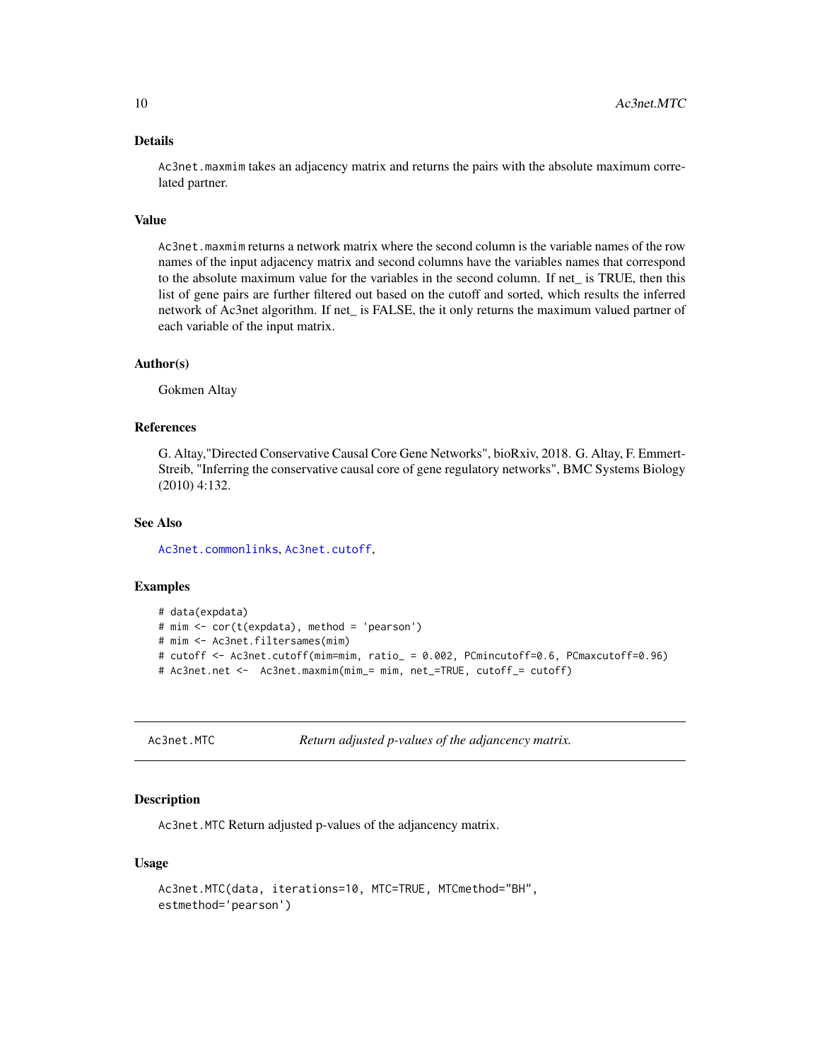### Details

Ac3net.maxmim takes an adjacency matrix and returns the pairs with the absolute maximum correlated partner.

### Value

Ac3net.maxmim returns a network matrix where the second column is the variable names of the row names of the input adjacency matrix and second columns have the variables names that correspond to the absolute maximum value for the variables in the second column. If net_ is TRUE, then this list of gene pairs are further filtered out based on the cutoff and sorted, which results the inferred network of Ac3net algorithm. If net_ is FALSE, the it only returns the maximum valued partner of each variable of the input matrix.

### Author(s)

Gokmen Altay

### References

G. Altay,"Directed Conservative Causal Core Gene Networks", bioRxiv, 2018. G. Altay, F. Emmert-Streib, "Inferring the conservative causal core of gene regulatory networks", BMC Systems Biology (2010) 4:132.

### See Also

Ac3net.commonlinks, Ac3net.cutoff,

### Examples

```
# data(expdata)
# mim <- cor(t(expdata), method = 'pearson')
# mim <- Ac3net.filtersames(mim)
# cutoff <- Ac3net.cutoff(mim=mim, ratio_ = 0.002, PCmincutoff=0.6, PCmaxcutoff=0.96)
# Ac3net.net <-  Ac3net.maxmim(mim_= mim, net_=TRUE, cutoff_= cutoff)
```

## Ac3net.MTC — *Return adjusted p-values of the adjancency matrix.*

### Description

Ac3net.MTC Return adjusted p-values of the adjancency matrix.

### Usage

```
Ac3net.MTC(data, iterations=10, MTC=TRUE, MTCmethod="BH",
estmethod='pearson')
```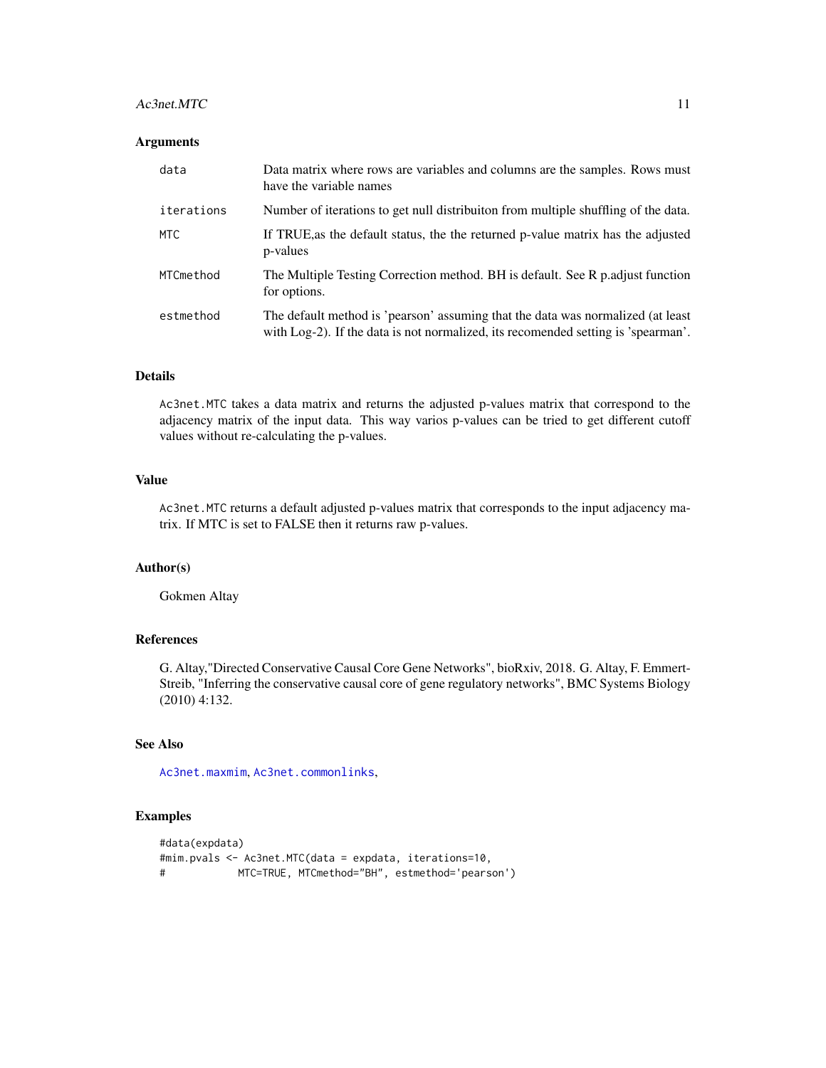## Arguments

| | |
|---|---|
| data | Data matrix where rows are variables and columns are the samples. Rows must have the variable names |
| iterations | Number of iterations to get null distribuiton from multiple shuffling of the data. |
| MTC | If TRUE,as the default status, the the returned p-value matrix has the adjusted p-values |
| MTCmethod | The Multiple Testing Correction method. BH is default. See R p.adjust function for options. |
| estmethod | The default method is 'pearson' assuming that the data was normalized (at least with Log-2). If the data is not normalized, its recomended setting is 'spearman'. |

## Details

Ac3net.MTC takes a data matrix and returns the adjusted p-values matrix that correspond to the adjacency matrix of the input data. This way varios p-values can be tried to get different cutoff values without re-calculating the p-values.

## Value

Ac3net.MTC returns a default adjusted p-values matrix that corresponds to the input adjacency matrix. If MTC is set to FALSE then it returns raw p-values.

## Author(s)

Gokmen Altay

## References

G. Altay,"Directed Conservative Causal Core Gene Networks", bioRxiv, 2018. G. Altay, F. Emmert-Streib, "Inferring the conservative causal core of gene regulatory networks", BMC Systems Biology (2010) 4:132.

## See Also

Ac3net.maxmim, Ac3net.commonlinks,

## Examples

```
#data(expdata)
#mim.pvals <- Ac3net.MTC(data = expdata, iterations=10,
#            MTC=TRUE, MTCmethod="BH", estmethod='pearson')
```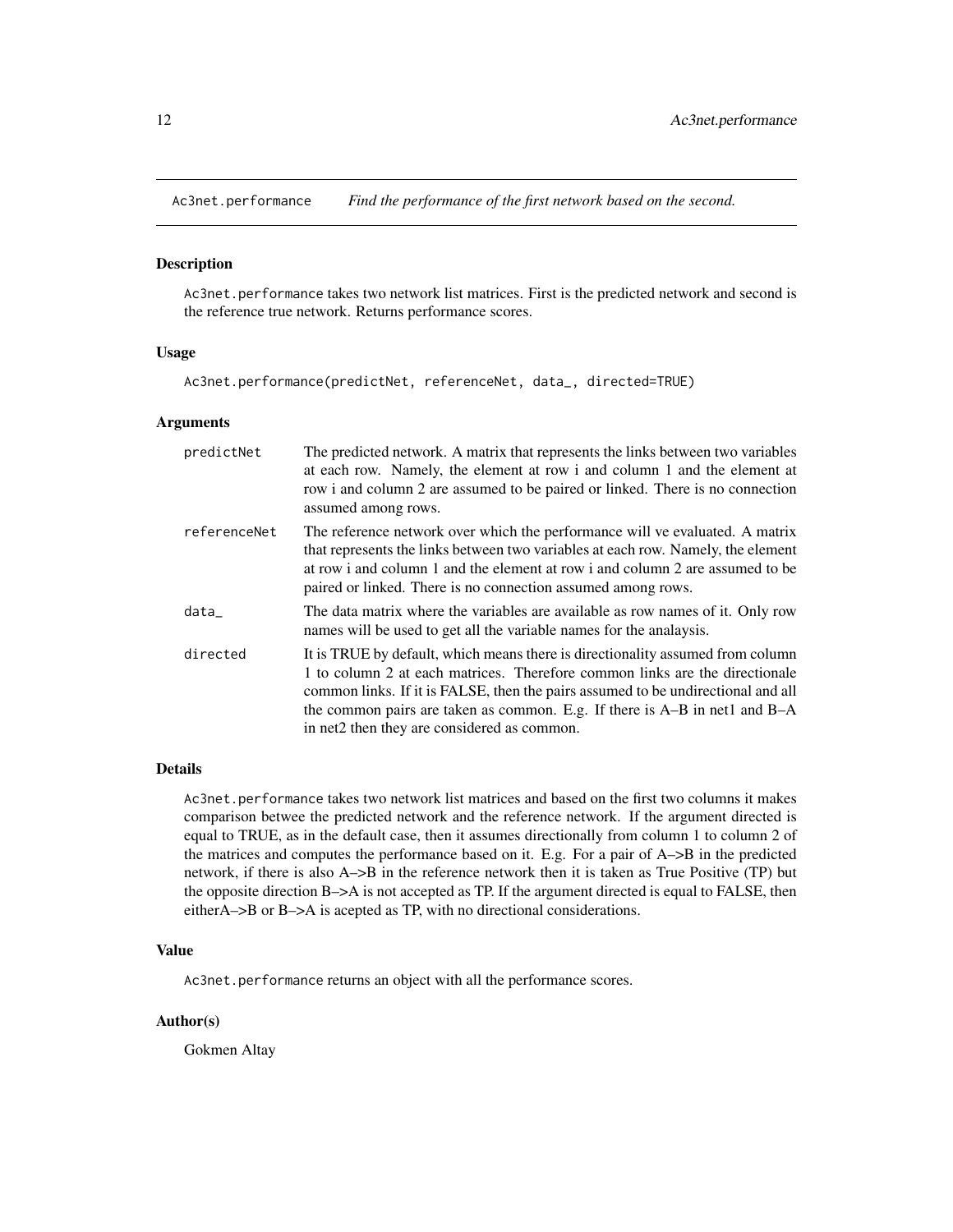# Ac3net.performance — *Find the performance of the first network based on the second.*

## Description

Ac3net.performance takes two network list matrices. First is the predicted network and second is the reference true network. Returns performance scores.

## Usage

```
Ac3net.performance(predictNet, referenceNet, data_, directed=TRUE)
```

## Arguments

| | |
|---|---|
| predictNet | The predicted network. A matrix that represents the links between two variables at each row. Namely, the element at row i and column 1 and the element at row i and column 2 are assumed to be paired or linked. There is no connection assumed among rows. |
| referenceNet | The reference network over which the performance will ve evaluated. A matrix that represents the links between two variables at each row. Namely, the element at row i and column 1 and the element at row i and column 2 are assumed to be paired or linked. There is no connection assumed among rows. |
| data_ | The data matrix where the variables are available as row names of it. Only row names will be used to get all the variable names for the analaysis. |
| directed | It is TRUE by default, which means there is directionality assumed from column 1 to column 2 at each matrices. Therefore common links are the directionale common links. If it is FALSE, then the pairs assumed to be undirectional and all the common pairs are taken as common. E.g. If there is A–B in net1 and B–A in net2 then they are considered as common. |

## Details

Ac3net.performance takes two network list matrices and based on the first two columns it makes comparison betwee the predicted network and the reference network. If the argument directed is equal to TRUE, as in the default case, then it assumes directionally from column 1 to column 2 of the matrices and computes the performance based on it. E.g. For a pair of A–>B in the predicted network, if there is also A–>B in the reference network then it is taken as True Positive (TP) but the opposite direction B–>A is not accepted as TP. If the argument directed is equal to FALSE, then eitherA–>B or B–>A is acepted as TP, with no directional considerations.

## Value

Ac3net.performance returns an object with all the performance scores.

## Author(s)

Gokmen Altay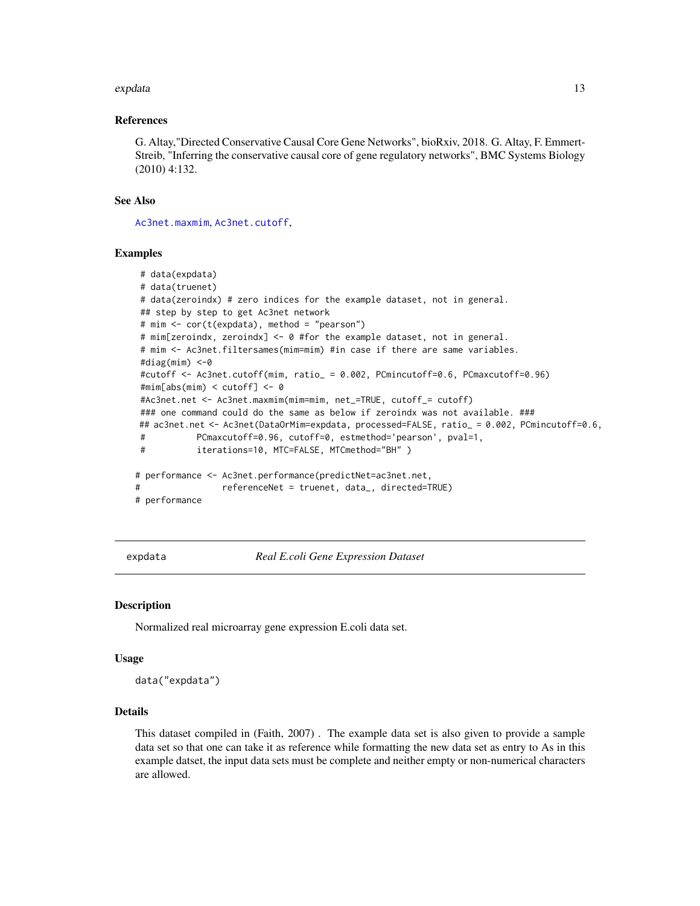### References

G. Altay,"Directed Conservative Causal Core Gene Networks", bioRxiv, 2018. G. Altay, F. Emmert-Streib, "Inferring the conservative causal core of gene regulatory networks", BMC Systems Biology (2010) 4:132.

### See Also

Ac3net.maxmim, Ac3net.cutoff,

### Examples

```
 # data(expdata)
 # data(truenet)
 # data(zeroindx) # zero indices for the example dataset, not in general.
 ## step by step to get Ac3net network
 # mim <- cor(t(expdata), method = "pearson")
 # mim[zeroindx, zeroindx] <- 0 #for the example dataset, not in general.
 # mim <- Ac3net.filtersames(mim=mim) #in case if there are same variables.
 #diag(mim) <-0
 #cutoff <- Ac3net.cutoff(mim, ratio_ = 0.002, PCmincutoff=0.6, PCmaxcutoff=0.96)
 #mim[abs(mim) < cutoff] <- 0
 #Ac3net.net <- Ac3net.maxmim(mim=mim, net_=TRUE, cutoff_= cutoff)
 ### one command could do the same as below if zeroindx was not available. ###
 ## ac3net.net <- Ac3net(DataOrMim=expdata, processed=FALSE, ratio_ = 0.002, PCmincutoff=0.6,
 #          PCmaxcutoff=0.96, cutoff=0, estmethod='pearson', pval=1,
 #          iterations=10, MTC=FALSE, MTCmethod="BH" )

# performance <- Ac3net.performance(predictNet=ac3net.net,
#                referenceNet = truenet, data_, directed=TRUE)
# performance
```

---

## expdata    *Real E.coli Gene Expression Dataset*

---

### Description

Normalized real microarray gene expression E.coli data set.

### Usage

```
data("expdata")
```

### Details

This dataset compiled in (Faith, 2007) . The example data set is also given to provide a sample data set so that one can take it as reference while formatting the new data set as entry to As in this example datset, the input data sets must be complete and neither empty or non-numerical characters are allowed.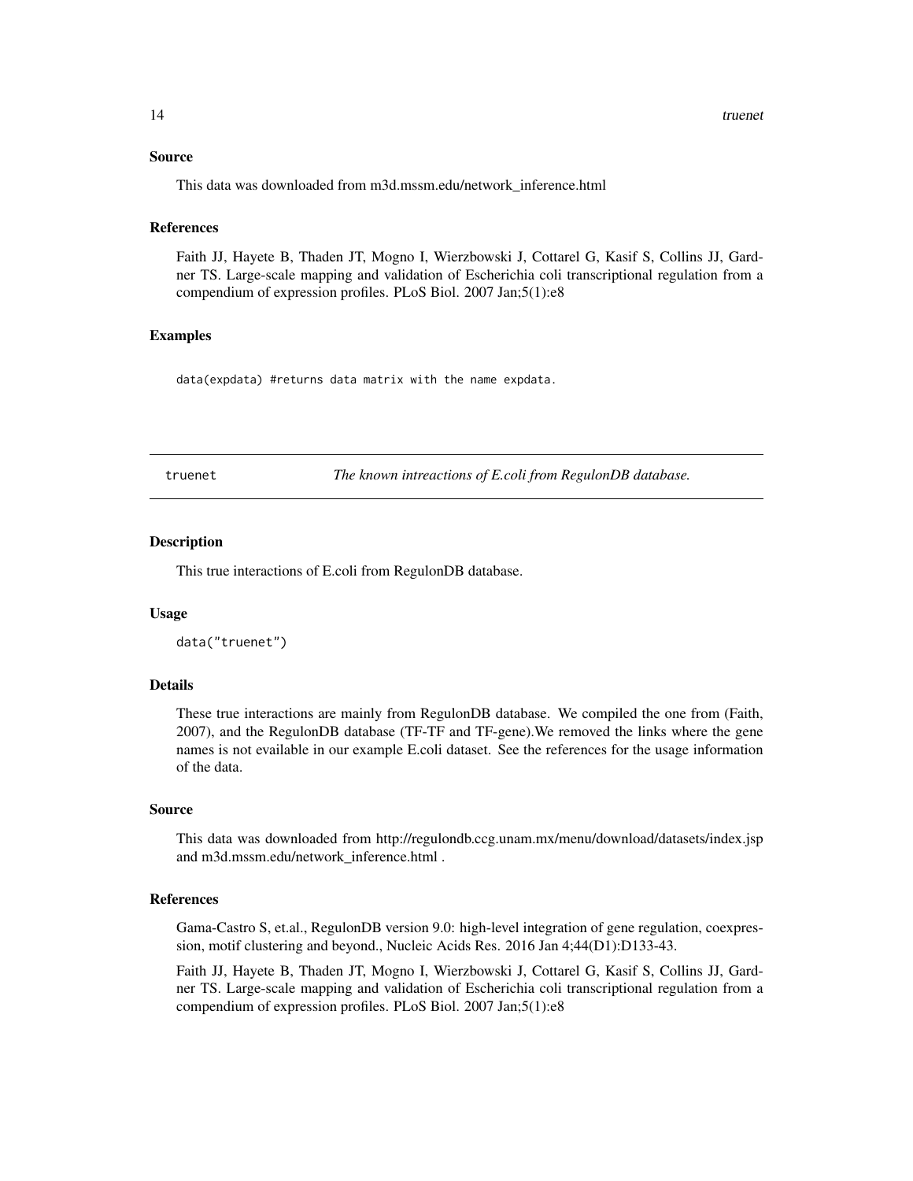### Source

This data was downloaded from m3d.mssm.edu/network_inference.html

### References

Faith JJ, Hayete B, Thaden JT, Mogno I, Wierzbowski J, Cottarel G, Kasif S, Collins JJ, Gardner TS. Large-scale mapping and validation of Escherichia coli transcriptional regulation from a compendium of expression profiles. PLoS Biol. 2007 Jan;5(1):e8

### Examples

```
data(expdata) #returns data matrix with the name expdata.
```

---

## truenet — *The known intreactions of E.coli from RegulonDB database.*

---

### Description

This true interactions of E.coli from RegulonDB database.

### Usage

```
data("truenet")
```

### Details

These true interactions are mainly from RegulonDB database. We compiled the one from (Faith, 2007), and the RegulonDB database (TF-TF and TF-gene).We removed the links where the gene names is not evailable in our example E.coli dataset. See the references for the usage information of the data.

### Source

This data was downloaded from http://regulondb.ccg.unam.mx/menu/download/datasets/index.jsp and m3d.mssm.edu/network_inference.html .

### References

Gama-Castro S, et.al., RegulonDB version 9.0: high-level integration of gene regulation, coexpression, motif clustering and beyond., Nucleic Acids Res. 2016 Jan 4;44(D1):D133-43.

Faith JJ, Hayete B, Thaden JT, Mogno I, Wierzbowski J, Cottarel G, Kasif S, Collins JJ, Gardner TS. Large-scale mapping and validation of Escherichia coli transcriptional regulation from a compendium of expression profiles. PLoS Biol. 2007 Jan;5(1):e8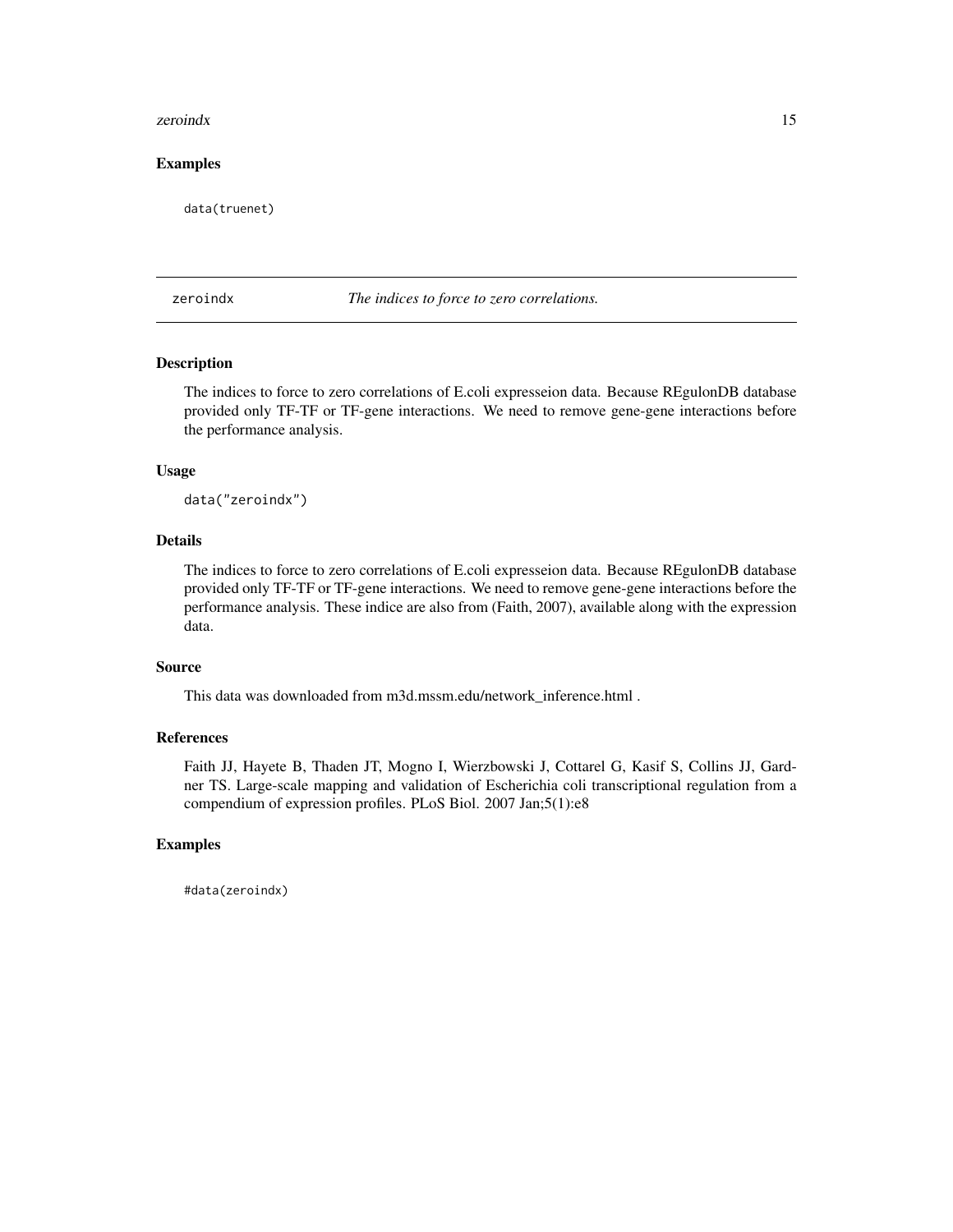## Examples

```
data(truenet)
```

---

# zeroindx — *The indices to force to zero correlations.*

---

## Description

The indices to force to zero correlations of E.coli expresseion data. Because REgulonDB database provided only TF-TF or TF-gene interactions. We need to remove gene-gene interactions before the performance analysis.

## Usage

```
data("zeroindx")
```

## Details

The indices to force to zero correlations of E.coli expresseion data. Because REgulonDB database provided only TF-TF or TF-gene interactions. We need to remove gene-gene interactions before the performance analysis. These indice are also from (Faith, 2007), available along with the expression data.

## Source

This data was downloaded from m3d.mssm.edu/network_inference.html .

## References

Faith JJ, Hayete B, Thaden JT, Mogno I, Wierzbowski J, Cottarel G, Kasif S, Collins JJ, Gardner TS. Large-scale mapping and validation of Escherichia coli transcriptional regulation from a compendium of expression profiles. PLoS Biol. 2007 Jan;5(1):e8

## Examples

```
#data(zeroindx)
```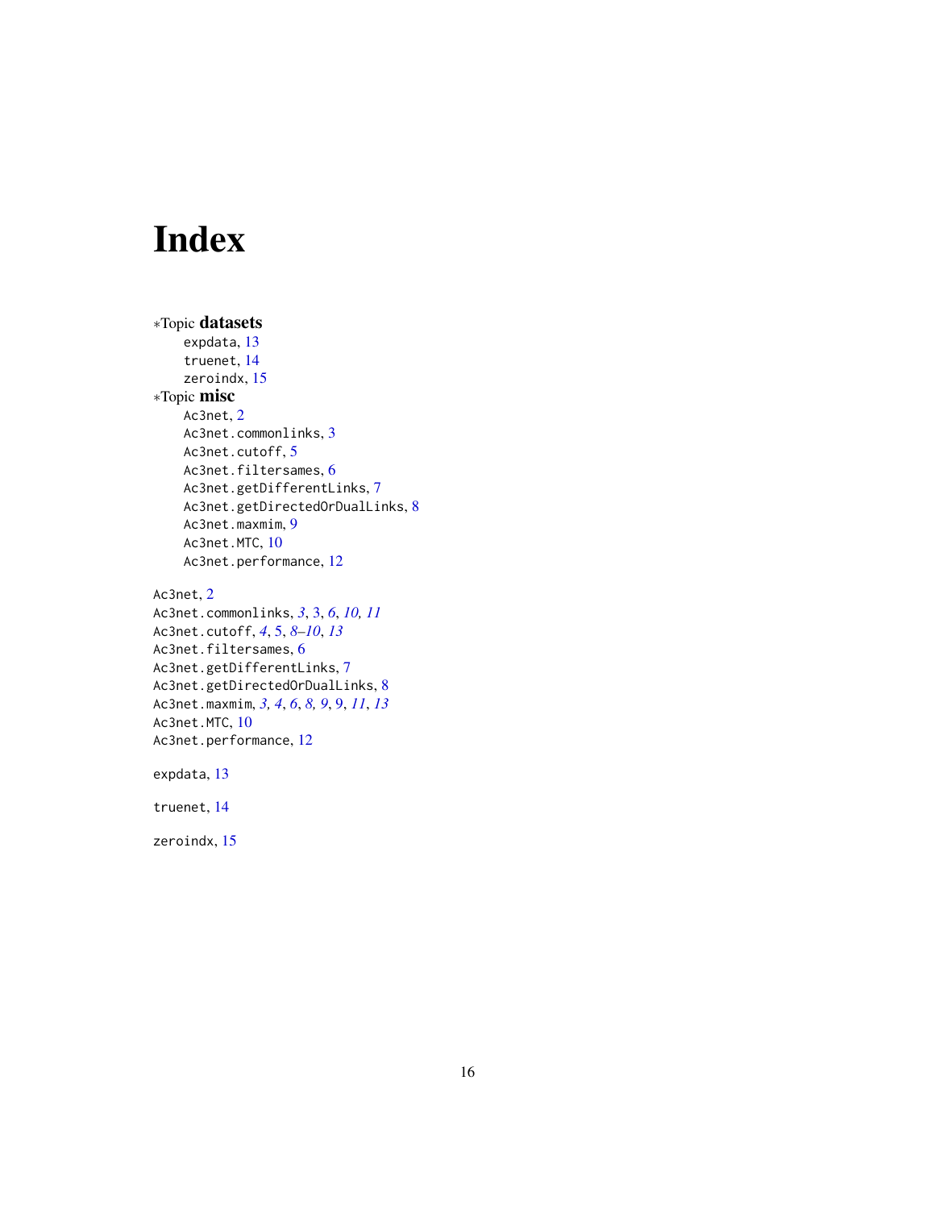# Index

∗Topic **datasets**
- expdata, 13
- truenet, 14
- zeroindx, 15

∗Topic **misc**
- Ac3net, 2
- Ac3net.commonlinks, 3
- Ac3net.cutoff, 5
- Ac3net.filtersames, 6
- Ac3net.getDifferentLinks, 7
- Ac3net.getDirectedOrDualLinks, 8
- Ac3net.maxmim, 9
- Ac3net.MTC, 10
- Ac3net.performance, 12

Ac3net, 2
Ac3net.commonlinks, *3*, 3, *6*, *10, 11*
Ac3net.cutoff, *4*, 5, *8–10*, *13*
Ac3net.filtersames, 6
Ac3net.getDifferentLinks, 7
Ac3net.getDirectedOrDualLinks, 8
Ac3net.maxmim, *3, 4*, *6*, *8, 9*, 9, *11*, *13*
Ac3net.MTC, 10
Ac3net.performance, 12

expdata, 13

truenet, 14

zeroindx, 15